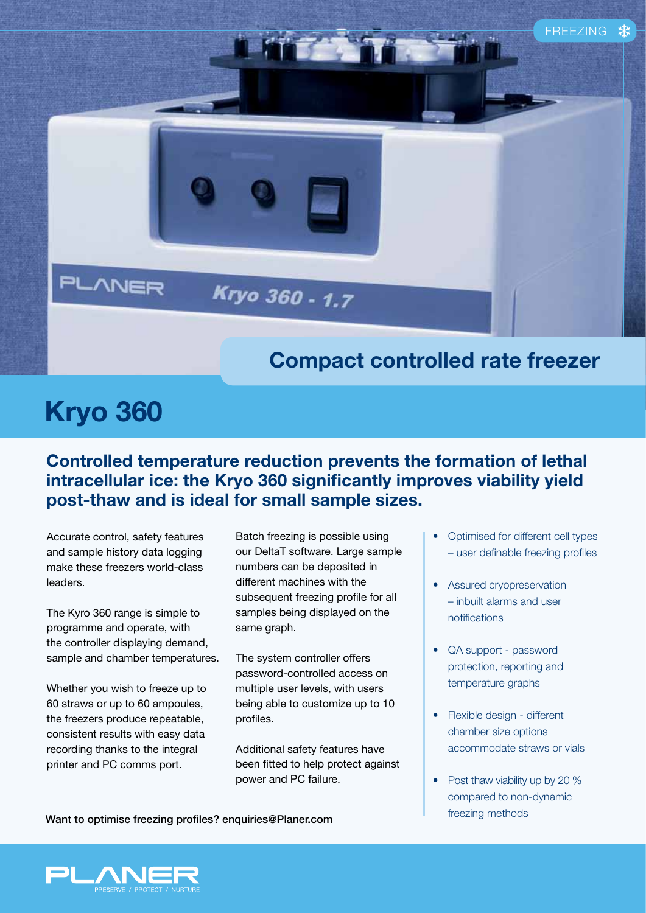FREEZING

## Compact controlled rate freezer

# Kryo 360

### Controlled temperature reduction prevents the formation of lethal intracellular ice: the Kryo 360 significantly improves viability yield post-thaw and is ideal for small sample sizes.

Accurate control, safety features and sample history data logging make these freezers world-class leaders.

The Kyro 360 range is simple to programme and operate, with the controller displaying demand, sample and chamber temperatures.

Whether you wish to freeze up to 60 straws or up to 60 ampoules, the freezers produce repeatable, consistent results with easy data recording thanks to the integral printer and PC comms port.

Batch freezing is possible using our DeltaT software. Large sample numbers can be deposited in different machines with the subsequent freezing profile for all samples being displayed on the same graph.

The system controller offers password-controlled access on multiple user levels, with users being able to customize up to 10 profiles.

Additional safety features have been fitted to help protect against power and PC failure.

- Optimised for different cell types – user definable freezing profiles
- Assured cryopreservation – inbuilt alarms and user notifications
- QA support - password protection, reporting and temperature graphs
- Flexible design - different chamber size options accommodate straws or vials
- Post thaw viability up by 20 % compared to non-dynamic freezing methods

Want to optimise freezing profiles? enquiries@Planer.com

PLANER
PRESERVE / PROTECT / NURTURE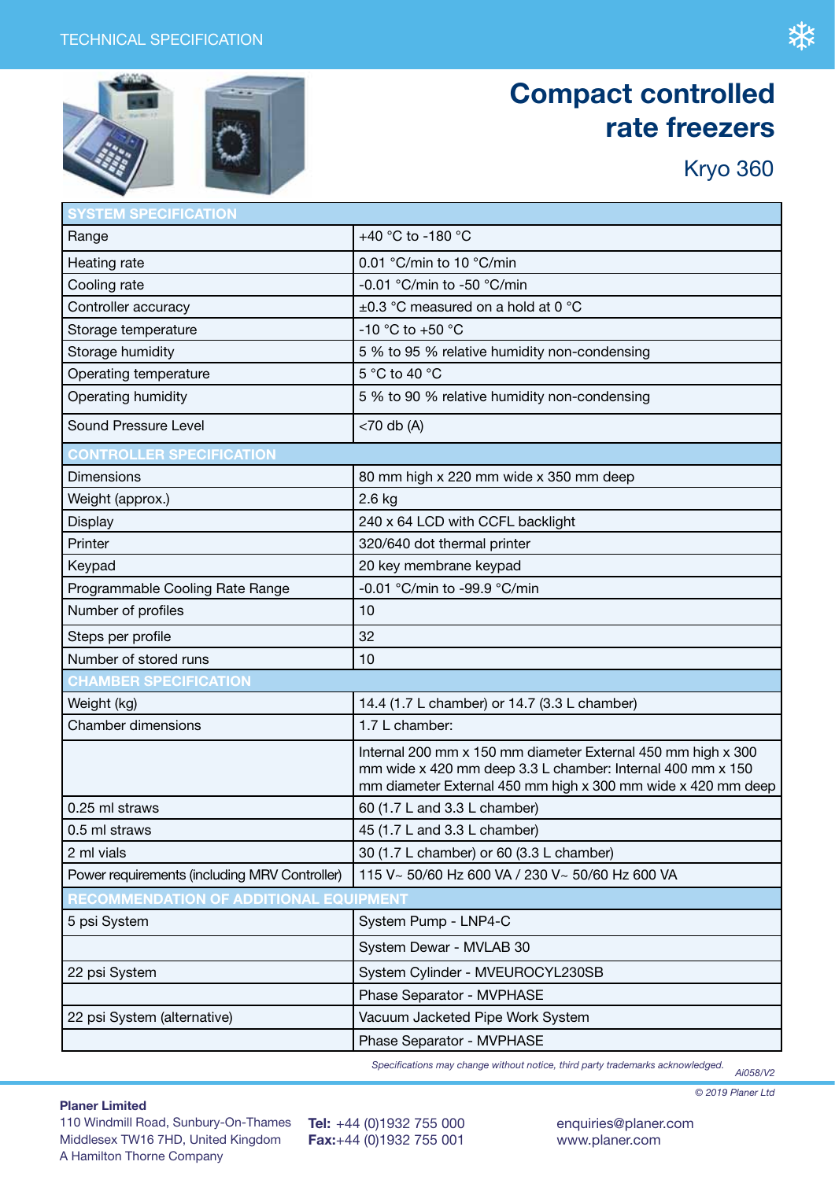TECHNICAL SPECIFICATION

# Compact controlled rate freezers

## Kryo 360

| | |
|---|---|
| **SYSTEM SPECIFICATION** | |
| Range | +40 °C to -180 °C |
| Heating rate | 0.01 °C/min to 10 °C/min |
| Cooling rate | -0.01 °C/min to -50 °C/min |
| Controller accuracy | ±0.3 °C measured on a hold at 0 °C |
| Storage temperature | -10 °C to +50 °C |
| Storage humidity | 5 % to 95 % relative humidity non-condensing |
| Operating temperature | 5 °C to 40 °C |
| Operating humidity | 5 % to 90 % relative humidity non-condensing |
| Sound Pressure Level | <70 db (A) |
| **CONTROLLER SPECIFICATION** | |
| Dimensions | 80 mm high x 220 mm wide x 350 mm deep |
| Weight (approx.) | 2.6 kg |
| Display | 240 x 64 LCD with CCFL backlight |
| Printer | 320/640 dot thermal printer |
| Keypad | 20 key membrane keypad |
| Programmable Cooling Rate Range | -0.01 °C/min to -99.9 °C/min |
| Number of profiles | 10 |
| Steps per profile | 32 |
| Number of stored runs | 10 |
| **CHAMBER SPECIFICATION** | |
| Weight (kg) | 14.4 (1.7 L chamber) or 14.7 (3.3 L chamber) |
| Chamber dimensions | 1.7 L chamber: |
| | Internal 200 mm x 150 mm diameter External 450 mm high x 300 mm wide x 420 mm deep 3.3 L chamber: Internal 400 mm x 150 mm diameter External 450 mm high x 300 mm wide x 420 mm deep |
| 0.25 ml straws | 60 (1.7 L and 3.3 L chamber) |
| 0.5 ml straws | 45 (1.7 L and 3.3 L chamber) |
| 2 ml vials | 30 (1.7 L chamber) or 60 (3.3 L chamber) |
| Power requirements (including MRV Controller) | 115 V~ 50/60 Hz 600 VA / 230 V~ 50/60 Hz 600 VA |
| **RECOMMENDATION OF ADDITIONAL EQUIPMENT** | |
| 5 psi System | System Pump - LNP4-C |
| | System Dewar - MVLAB 30 |
| 22 psi System | System Cylinder - MVEUROCYL230SB |
| | Phase Separator - MVPHASE |
| 22 psi System (alternative) | Vacuum Jacketed Pipe Work System |
| | Phase Separator - MVPHASE |

*Specifications may change without notice, third party trademarks acknowledged.* *Ai058/V2*

*© 2019 Planer Ltd*

**Planer Limited**
110 Windmill Road, Sunbury-On-Thames
Middlesex TW16 7HD, United Kingdom
A Hamilton Thorne Company

**Tel:** +44 (0)1932 755 000
**Fax:**+44 (0)1932 755 001

enquiries@planer.com
www.planer.com